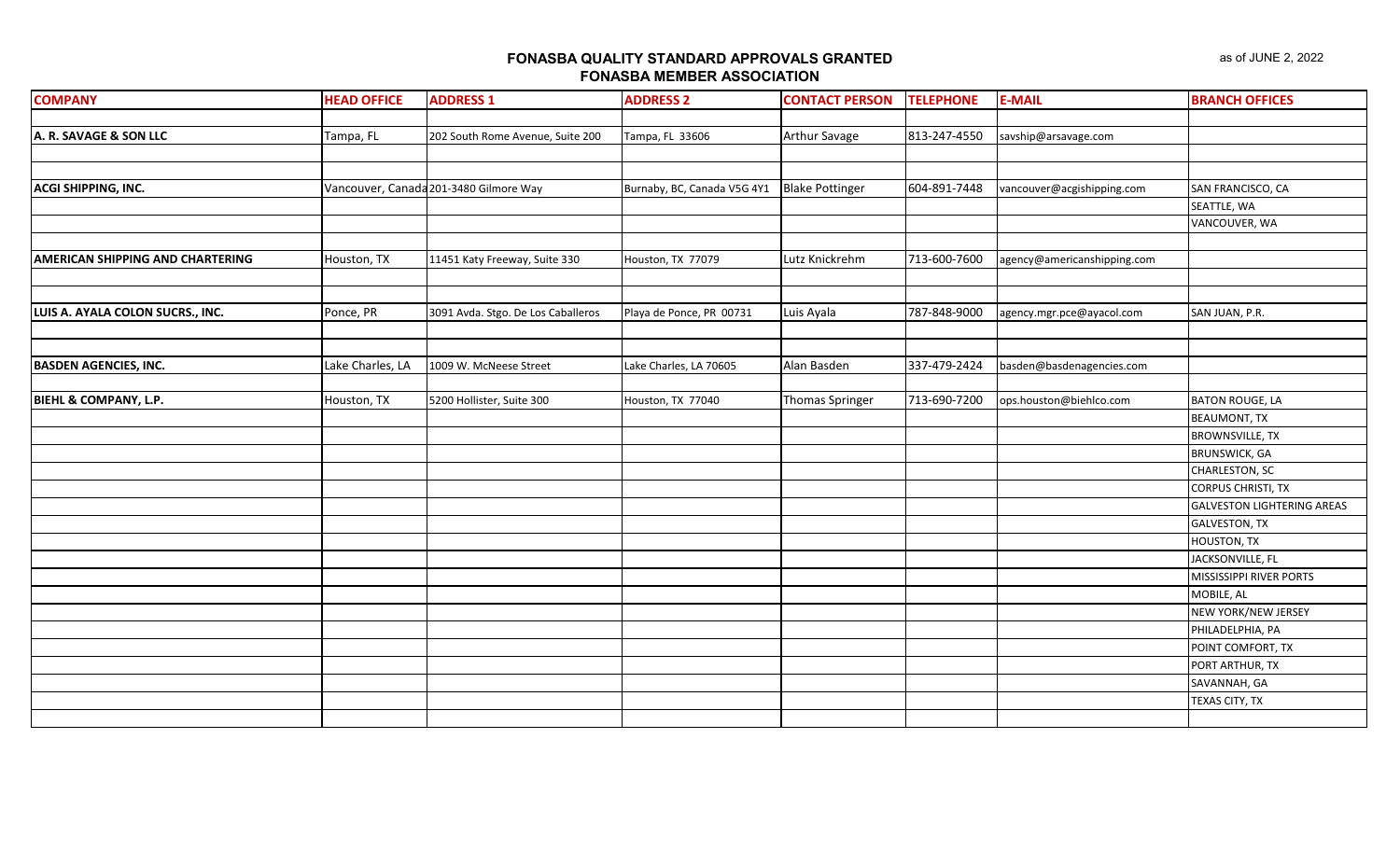# FONASBA QUALITY STANDARD APPROVALS GRANTED

## FONASBA MEMBER ASSOCIATION

as of JUNE 2, 2022

| COMPANY | HEAD OFFICE | ADDRESS 1 | ADDRESS 2 | CONTACT PERSON | TELEPHONE | E-MAIL | BRANCH OFFICES |
|---|---|---|---|---|---|---|---|
| A. R. SAVAGE & SON LLC | Tampa, FL | 202 South Rome Avenue, Suite 200 | Tampa, FL 33606 | Arthur Savage | 813-247-4550 | savship@arsavage.com | |
| ACGI SHIPPING, INC. | Vancouver, Canada | 201-3480 Gilmore Way | Burnaby, BC, Canada V5G 4Y1 | Blake Pottinger | 604-891-7448 | vancouver@acgishipping.com | SAN FRANCISCO, CA |
| | | | | | | | SEATTLE, WA |
| | | | | | | | VANCOUVER, WA |
| AMERICAN SHIPPING AND CHARTERING | Houston, TX | 11451 Katy Freeway, Suite 330 | Houston, TX 77079 | Lutz Knickrehm | 713-600-7600 | agency@americanshipping.com | |
| LUIS A. AYALA COLON SUCRS., INC. | Ponce, PR | 3091 Avda. Stgo. De Los Caballeros | Playa de Ponce, PR 00731 | Luis Ayala | 787-848-9000 | agency.mgr.pce@ayacol.com | SAN JUAN, P.R. |
| BASDEN AGENCIES, INC. | Lake Charles, LA | 1009 W. McNeese Street | Lake Charles, LA 70605 | Alan Basden | 337-479-2424 | basden@basdenagencies.com | |
| BIEHL & COMPANY, L.P. | Houston, TX | 5200 Hollister, Suite 300 | Houston, TX 77040 | Thomas Springer | 713-690-7200 | ops.houston@biehlco.com | BATON ROUGE, LA |
| | | | | | | | BEAUMONT, TX |
| | | | | | | | BROWNSVILLE, TX |
| | | | | | | | BRUNSWICK, GA |
| | | | | | | | CHARLESTON, SC |
| | | | | | | | CORPUS CHRISTI, TX |
| | | | | | | | GALVESTON LIGHTERING AREAS |
| | | | | | | | GALVESTON, TX |
| | | | | | | | HOUSTON, TX |
| | | | | | | | JACKSONVILLE, FL |
| | | | | | | | MISSISSIPPI RIVER PORTS |
| | | | | | | | MOBILE, AL |
| | | | | | | | NEW YORK/NEW JERSEY |
| | | | | | | | PHILADELPHIA, PA |
| | | | | | | | POINT COMFORT, TX |
| | | | | | | | PORT ARTHUR, TX |
| | | | | | | | SAVANNAH, GA |
| | | | | | | | TEXAS CITY, TX |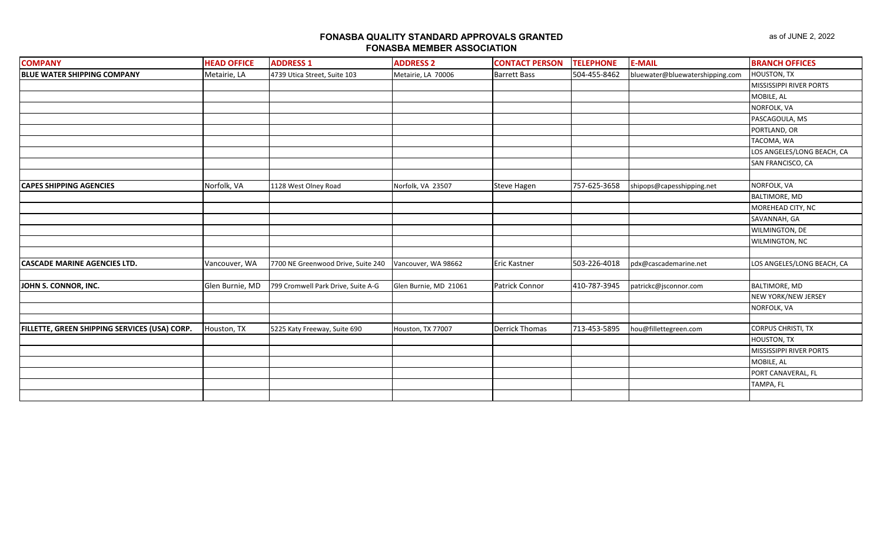## FONASBA QUALITY STANDARD APPROVALS GRANTED
## FONASBA MEMBER ASSOCIATION

as of JUNE 2, 2022

| COMPANY | HEAD OFFICE | ADDRESS 1 | ADDRESS 2 | CONTACT PERSON | TELEPHONE | E-MAIL | BRANCH OFFICES |
|---|---|---|---|---|---|---|---|
| **BLUE WATER SHIPPING COMPANY** | Metairie, LA | 4739 Utica Street, Suite 103 | Metairie, LA 70006 | Barrett Bass | 504-455-8462 | bluewater@bluewatershipping.com | HOUSTON, TX |
| | | | | | | | MISSISSIPPI RIVER PORTS |
| | | | | | | | MOBILE, AL |
| | | | | | | | NORFOLK, VA |
| | | | | | | | PASCAGOULA, MS |
| | | | | | | | PORTLAND, OR |
| | | | | | | | TACOMA, WA |
| | | | | | | | LOS ANGELES/LONG BEACH, CA |
| | | | | | | | SAN FRANCISCO, CA |
| | | | | | | | |
| **CAPES SHIPPING AGENCIES** | Norfolk, VA | 1128 West Olney Road | Norfolk, VA 23507 | Steve Hagen | 757-625-3658 | shipops@capesshipping.net | NORFOLK, VA |
| | | | | | | | BALTIMORE, MD |
| | | | | | | | MOREHEAD CITY, NC |
| | | | | | | | SAVANNAH, GA |
| | | | | | | | WILMINGTON, DE |
| | | | | | | | WILMINGTON, NC |
| | | | | | | | |
| **CASCADE MARINE AGENCIES LTD.** | Vancouver, WA | 7700 NE Greenwood Drive, Suite 240 | Vancouver, WA 98662 | Eric Kastner | 503-226-4018 | pdx@cascademarine.net | LOS ANGELES/LONG BEACH, CA |
| | | | | | | | |
| **JOHN S. CONNOR, INC.** | Glen Burnie, MD | 799 Cromwell Park Drive, Suite A-G | Glen Burnie, MD 21061 | Patrick Connor | 410-787-3945 | patrickc@jsconnor.com | BALTIMORE, MD |
| | | | | | | | NEW YORK/NEW JERSEY |
| | | | | | | | NORFOLK, VA |
| | | | | | | | |
| **FILLETTE, GREEN SHIPPING SERVICES (USA) CORP.** | Houston, TX | 5225 Katy Freeway, Suite 690 | Houston, TX 77007 | Derrick Thomas | 713-453-5895 | hou@fillettegreen.com | CORPUS CHRISTI, TX |
| | | | | | | | HOUSTON, TX |
| | | | | | | | MISSISSIPPI RIVER PORTS |
| | | | | | | | MOBILE, AL |
| | | | | | | | PORT CANAVERAL, FL |
| | | | | | | | TAMPA, FL |
| | | | | | | | |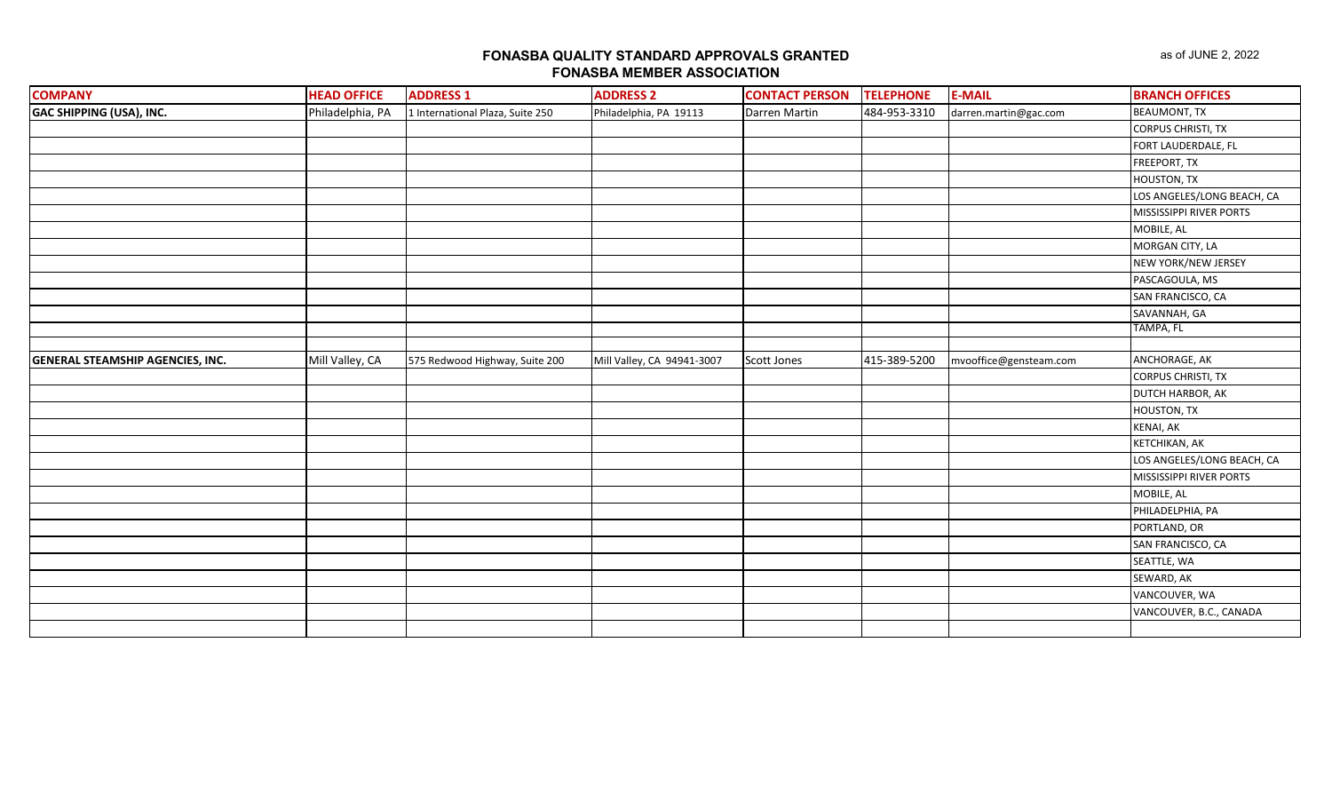**FONASBA QUALITY STANDARD APPROVALS GRANTED**
**FONASBA MEMBER ASSOCIATION**

as of JUNE 2, 2022

| COMPANY | HEAD OFFICE | ADDRESS 1 | ADDRESS 2 | CONTACT PERSON | TELEPHONE | E-MAIL | BRANCH OFFICES |
|---|---|---|---|---|---|---|---|
| **GAC SHIPPING (USA), INC.** | Philadelphia, PA | 1 International Plaza, Suite 250 | Philadelphia, PA 19113 | Darren Martin | 484-953-3310 | darren.martin@gac.com | BEAUMONT, TX |
| | | | | | | | CORPUS CHRISTI, TX |
| | | | | | | | FORT LAUDERDALE, FL |
| | | | | | | | FREEPORT, TX |
| | | | | | | | HOUSTON, TX |
| | | | | | | | LOS ANGELES/LONG BEACH, CA |
| | | | | | | | MISSISSIPPI RIVER PORTS |
| | | | | | | | MOBILE, AL |
| | | | | | | | MORGAN CITY, LA |
| | | | | | | | NEW YORK/NEW JERSEY |
| | | | | | | | PASCAGOULA, MS |
| | | | | | | | SAN FRANCISCO, CA |
| | | | | | | | SAVANNAH, GA |
| | | | | | | | TAMPA, FL |
| | | | | | | | |
| **GENERAL STEAMSHIP AGENCIES, INC.** | Mill Valley, CA | 575 Redwood Highway, Suite 200 | Mill Valley, CA 94941-3007 | Scott Jones | 415-389-5200 | mvooffice@gensteam.com | ANCHORAGE, AK |
| | | | | | | | CORPUS CHRISTI, TX |
| | | | | | | | DUTCH HARBOR, AK |
| | | | | | | | HOUSTON, TX |
| | | | | | | | KENAI, AK |
| | | | | | | | KETCHIKAN, AK |
| | | | | | | | LOS ANGELES/LONG BEACH, CA |
| | | | | | | | MISSISSIPPI RIVER PORTS |
| | | | | | | | MOBILE, AL |
| | | | | | | | PHILADELPHIA, PA |
| | | | | | | | PORTLAND, OR |
| | | | | | | | SAN FRANCISCO, CA |
| | | | | | | | SEATTLE, WA |
| | | | | | | | SEWARD, AK |
| | | | | | | | VANCOUVER, WA |
| | | | | | | | VANCOUVER, B.C., CANADA |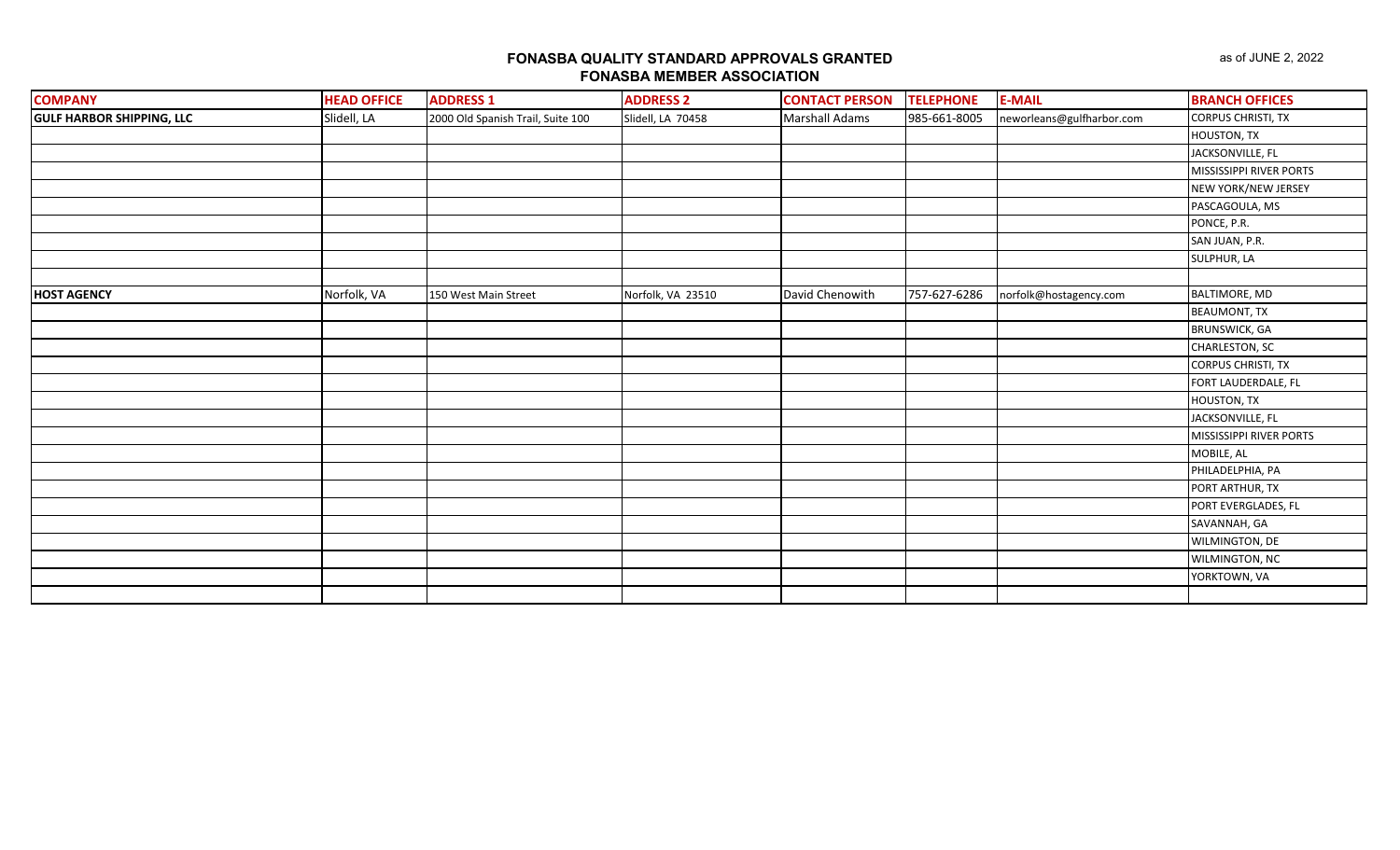**FONASBA QUALITY STANDARD APPROVALS GRANTED**
**FONASBA MEMBER ASSOCIATION**

as of JUNE 2, 2022

| COMPANY | HEAD OFFICE | ADDRESS 1 | ADDRESS 2 | CONTACT PERSON | TELEPHONE | E-MAIL | BRANCH OFFICES |
|---|---|---|---|---|---|---|---|
| **GULF HARBOR SHIPPING, LLC** | Slidell, LA | 2000 Old Spanish Trail, Suite 100 | Slidell, LA 70458 | Marshall Adams | 985-661-8005 | neworleans@gulfharbor.com | CORPUS CHRISTI, TX |
| | | | | | | | HOUSTON, TX |
| | | | | | | | JACKSONVILLE, FL |
| | | | | | | | MISSISSIPPI RIVER PORTS |
| | | | | | | | NEW YORK/NEW JERSEY |
| | | | | | | | PASCAGOULA, MS |
| | | | | | | | PONCE, P.R. |
| | | | | | | | SAN JUAN, P.R. |
| | | | | | | | SULPHUR, LA |
| | | | | | | | |
| **HOST AGENCY** | Norfolk, VA | 150 West Main Street | Norfolk, VA 23510 | David Chenowith | 757-627-6286 | norfolk@hostagency.com | BALTIMORE, MD |
| | | | | | | | BEAUMONT, TX |
| | | | | | | | BRUNSWICK, GA |
| | | | | | | | CHARLESTON, SC |
| | | | | | | | CORPUS CHRISTI, TX |
| | | | | | | | FORT LAUDERDALE, FL |
| | | | | | | | HOUSTON, TX |
| | | | | | | | JACKSONVILLE, FL |
| | | | | | | | MISSISSIPPI RIVER PORTS |
| | | | | | | | MOBILE, AL |
| | | | | | | | PHILADELPHIA, PA |
| | | | | | | | PORT ARTHUR, TX |
| | | | | | | | PORT EVERGLADES, FL |
| | | | | | | | SAVANNAH, GA |
| | | | | | | | WILMINGTON, DE |
| | | | | | | | WILMINGTON, NC |
| | | | | | | | YORKTOWN, VA |
| | | | | | | | |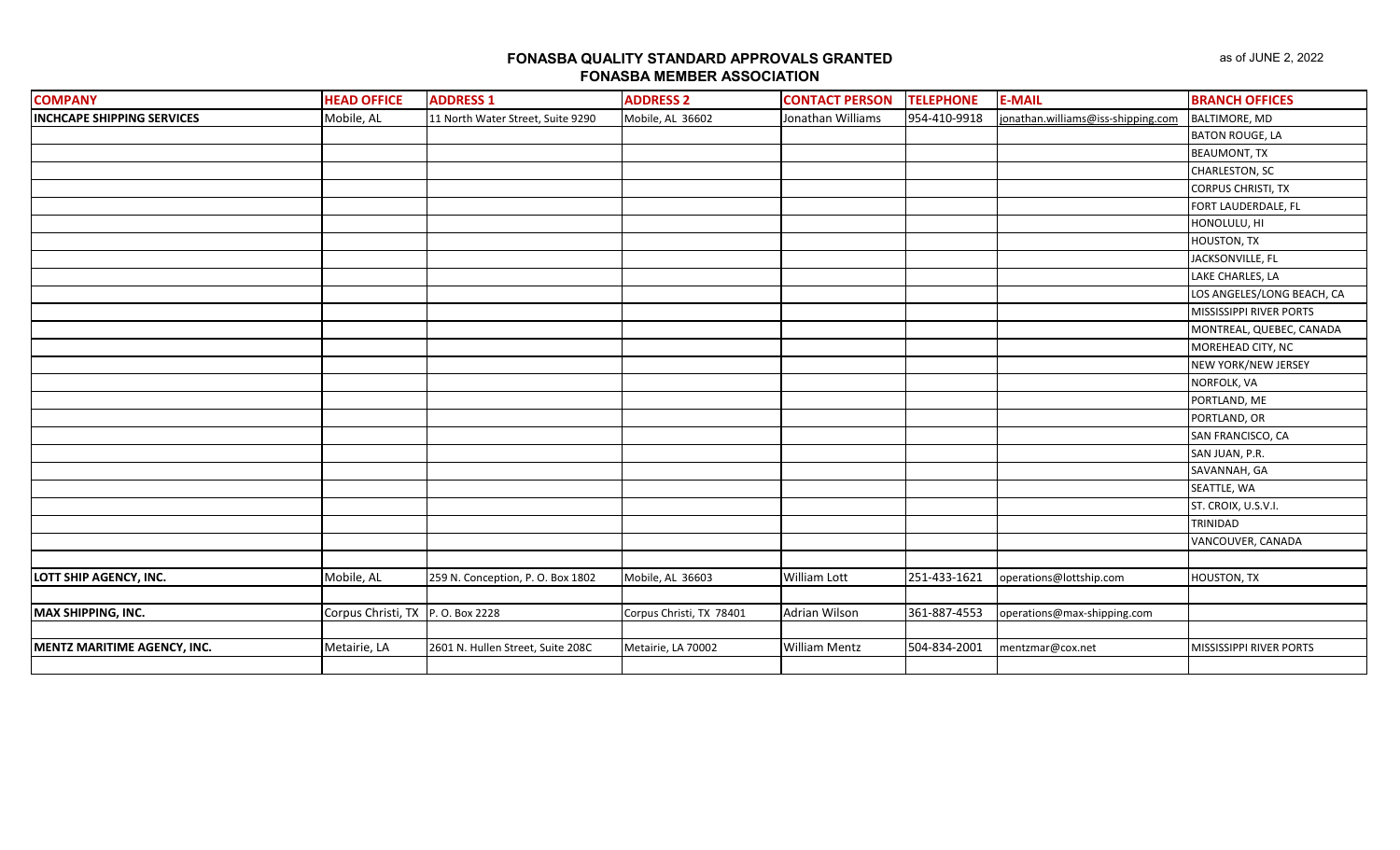# FONASBA QUALITY STANDARD APPROVALS GRANTED
## FONASBA MEMBER ASSOCIATION

as of JUNE 2, 2022

| COMPANY | HEAD OFFICE | ADDRESS 1 | ADDRESS 2 | CONTACT PERSON | TELEPHONE | E-MAIL | BRANCH OFFICES |
|---|---|---|---|---|---|---|---|
| **INCHCAPE SHIPPING SERVICES** | Mobile, AL | 11 North Water Street, Suite 9290 | Mobile, AL 36602 | Jonathan Williams | 954-410-9918 | jonathan.williams@iss-shipping.com | BALTIMORE, MD |
| | | | | | | | BATON ROUGE, LA |
| | | | | | | | BEAUMONT, TX |
| | | | | | | | CHARLESTON, SC |
| | | | | | | | CORPUS CHRISTI, TX |
| | | | | | | | FORT LAUDERDALE, FL |
| | | | | | | | HONOLULU, HI |
| | | | | | | | HOUSTON, TX |
| | | | | | | | JACKSONVILLE, FL |
| | | | | | | | LAKE CHARLES, LA |
| | | | | | | | LOS ANGELES/LONG BEACH, CA |
| | | | | | | | MISSISSIPPI RIVER PORTS |
| | | | | | | | MONTREAL, QUEBEC, CANADA |
| | | | | | | | MOREHEAD CITY, NC |
| | | | | | | | NEW YORK/NEW JERSEY |
| | | | | | | | NORFOLK, VA |
| | | | | | | | PORTLAND, ME |
| | | | | | | | PORTLAND, OR |
| | | | | | | | SAN FRANCISCO, CA |
| | | | | | | | SAN JUAN, P.R. |
| | | | | | | | SAVANNAH, GA |
| | | | | | | | SEATTLE, WA |
| | | | | | | | ST. CROIX, U.S.V.I. |
| | | | | | | | TRINIDAD |
| | | | | | | | VANCOUVER, CANADA |
| | | | | | | | |
| **LOTT SHIP AGENCY, INC.** | Mobile, AL | 259 N. Conception, P. O. Box 1802 | Mobile, AL 36603 | William Lott | 251-433-1621 | operations@lottship.com | HOUSTON, TX |
| | | | | | | | |
| **MAX SHIPPING, INC.** | Corpus Christi, TX | P. O. Box 2228 | Corpus Christi, TX 78401 | Adrian Wilson | 361-887-4553 | operations@max-shipping.com | |
| | | | | | | | |
| **MENTZ MARITIME AGENCY, INC.** | Metairie, LA | 2601 N. Hullen Street, Suite 208C | Metairie, LA 70002 | William Mentz | 504-834-2001 | mentzmar@cox.net | MISSISSIPPI RIVER PORTS |
| | | | | | | | |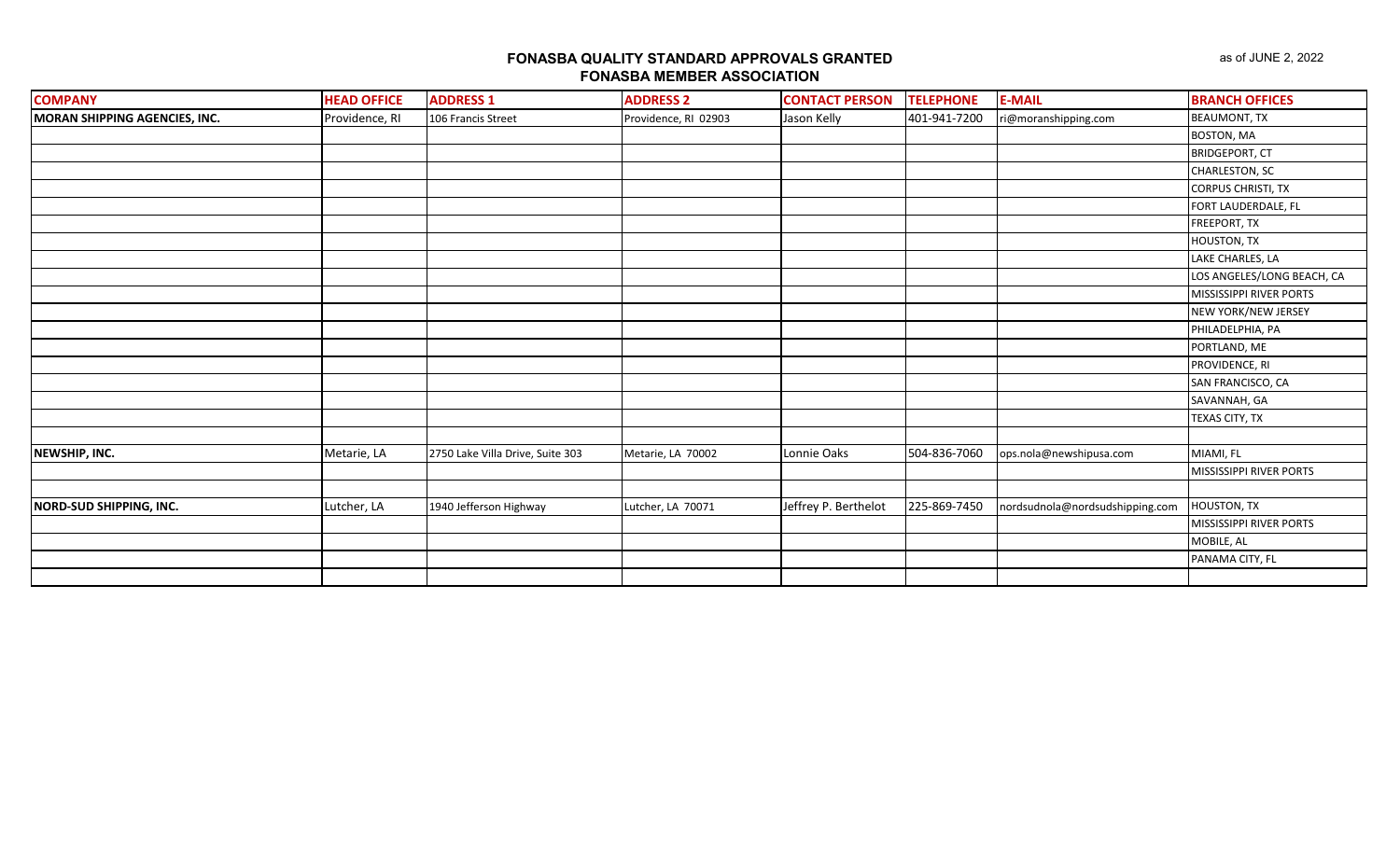**FONASBA QUALITY STANDARD APPROVALS GRANTED**
**FONASBA MEMBER ASSOCIATION**

as of JUNE 2, 2022

| COMPANY | HEAD OFFICE | ADDRESS 1 | ADDRESS 2 | CONTACT PERSON | TELEPHONE | E-MAIL | BRANCH OFFICES |
|---|---|---|---|---|---|---|---|
| **MORAN SHIPPING AGENCIES, INC.** | Providence, RI | 106 Francis Street | Providence, RI 02903 | Jason Kelly | 401-941-7200 | ri@moranshipping.com | BEAUMONT, TX |
| | | | | | | | BOSTON, MA |
| | | | | | | | BRIDGEPORT, CT |
| | | | | | | | CHARLESTON, SC |
| | | | | | | | CORPUS CHRISTI, TX |
| | | | | | | | FORT LAUDERDALE, FL |
| | | | | | | | FREEPORT, TX |
| | | | | | | | HOUSTON, TX |
| | | | | | | | LAKE CHARLES, LA |
| | | | | | | | LOS ANGELES/LONG BEACH, CA |
| | | | | | | | MISSISSIPPI RIVER PORTS |
| | | | | | | | NEW YORK/NEW JERSEY |
| | | | | | | | PHILADELPHIA, PA |
| | | | | | | | PORTLAND, ME |
| | | | | | | | PROVIDENCE, RI |
| | | | | | | | SAN FRANCISCO, CA |
| | | | | | | | SAVANNAH, GA |
| | | | | | | | TEXAS CITY, TX |
| | | | | | | | |
| **NEWSHIP, INC.** | Metarie, LA | 2750 Lake Villa Drive, Suite 303 | Metarie, LA 70002 | Lonnie Oaks | 504-836-7060 | ops.nola@newshipusa.com | MIAMI, FL |
| | | | | | | | MISSISSIPPI RIVER PORTS |
| | | | | | | | |
| **NORD-SUD SHIPPING, INC.** | Lutcher, LA | 1940 Jefferson Highway | Lutcher, LA 70071 | Jeffrey P. Berthelot | 225-869-7450 | nordsudnola@nordsudshipping.com | HOUSTON, TX |
| | | | | | | | MISSISSIPPI RIVER PORTS |
| | | | | | | | MOBILE, AL |
| | | | | | | | PANAMA CITY, FL |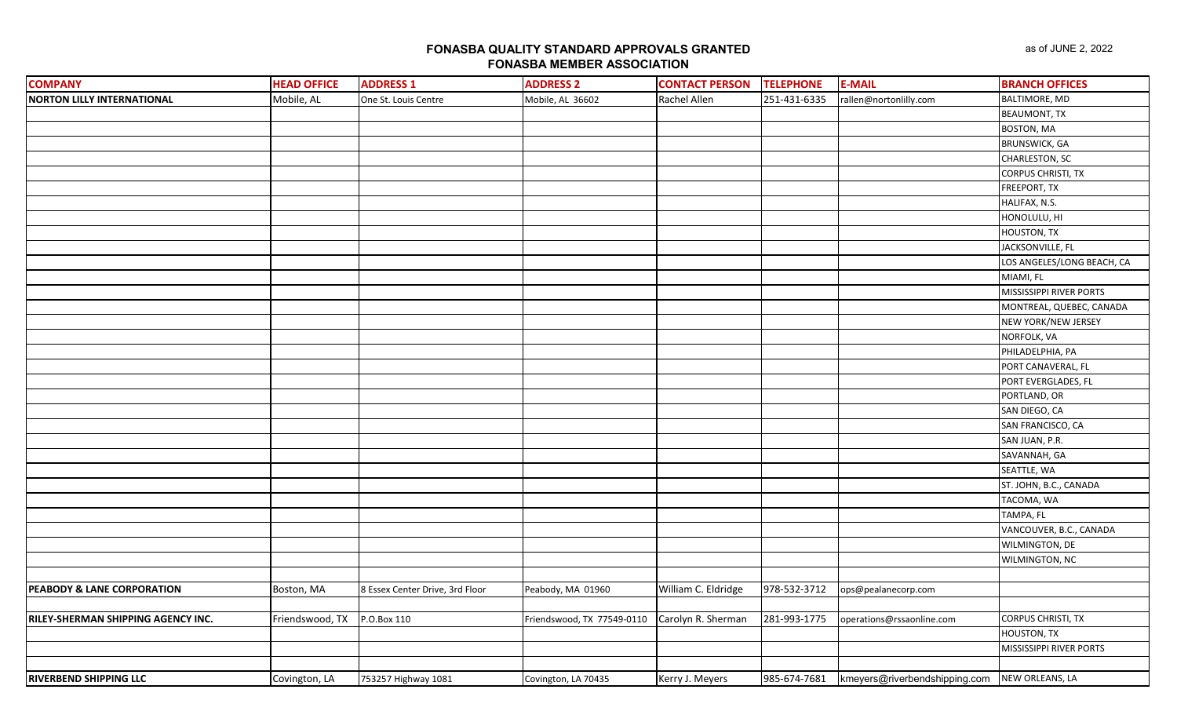**FONASBA QUALITY STANDARD APPROVALS GRANTED**
**FONASBA MEMBER ASSOCIATION**

as of JUNE 2, 2022

| COMPANY | HEAD OFFICE | ADDRESS 1 | ADDRESS 2 | CONTACT PERSON | TELEPHONE | E-MAIL | BRANCH OFFICES |
|---|---|---|---|---|---|---|---|
| NORTON LILLY INTERNATIONAL | Mobile, AL | One St. Louis Centre | Mobile, AL 36602 | Rachel Allen | 251-431-6335 | rallen@nortonlilly.com | BALTIMORE, MD |
| | | | | | | | BEAUMONT, TX |
| | | | | | | | BOSTON, MA |
| | | | | | | | BRUNSWICK, GA |
| | | | | | | | CHARLESTON, SC |
| | | | | | | | CORPUS CHRISTI, TX |
| | | | | | | | FREEPORT, TX |
| | | | | | | | HALIFAX, N.S. |
| | | | | | | | HONOLULU, HI |
| | | | | | | | HOUSTON, TX |
| | | | | | | | JACKSONVILLE, FL |
| | | | | | | | LOS ANGELES/LONG BEACH, CA |
| | | | | | | | MIAMI, FL |
| | | | | | | | MISSISSIPPI RIVER PORTS |
| | | | | | | | MONTREAL, QUEBEC, CANADA |
| | | | | | | | NEW YORK/NEW JERSEY |
| | | | | | | | NORFOLK, VA |
| | | | | | | | PHILADELPHIA, PA |
| | | | | | | | PORT CANAVERAL, FL |
| | | | | | | | PORT EVERGLADES, FL |
| | | | | | | | PORTLAND, OR |
| | | | | | | | SAN DIEGO, CA |
| | | | | | | | SAN FRANCISCO, CA |
| | | | | | | | SAN JUAN, P.R. |
| | | | | | | | SAVANNAH, GA |
| | | | | | | | SEATTLE, WA |
| | | | | | | | ST. JOHN, B.C., CANADA |
| | | | | | | | TACOMA, WA |
| | | | | | | | TAMPA, FL |
| | | | | | | | VANCOUVER, B.C., CANADA |
| | | | | | | | WILMINGTON, DE |
| | | | | | | | WILMINGTON, NC |
| | | | | | | | |
| PEABODY & LANE CORPORATION | Boston, MA | 8 Essex Center Drive, 3rd Floor | Peabody, MA 01960 | William C. Eldridge | 978-532-3712 | ops@pealanecorp.com | |
| | | | | | | | |
| RILEY-SHERMAN SHIPPING AGENCY INC. | Friendswood, TX | P.O.Box 110 | Friendswood, TX 77549-0110 | Carolyn R. Sherman | 281-993-1775 | operations@rssaonline.com | CORPUS CHRISTI, TX |
| | | | | | | | HOUSTON, TX |
| | | | | | | | MISSISSIPPI RIVER PORTS |
| | | | | | | | |
| RIVERBEND SHIPPING LLC | Covington, LA | 753257 Highway 1081 | Covington, LA 70435 | Kerry J. Meyers | 985-674-7681 | kmeyers@riverbendshipping.com | NEW ORLEANS, LA |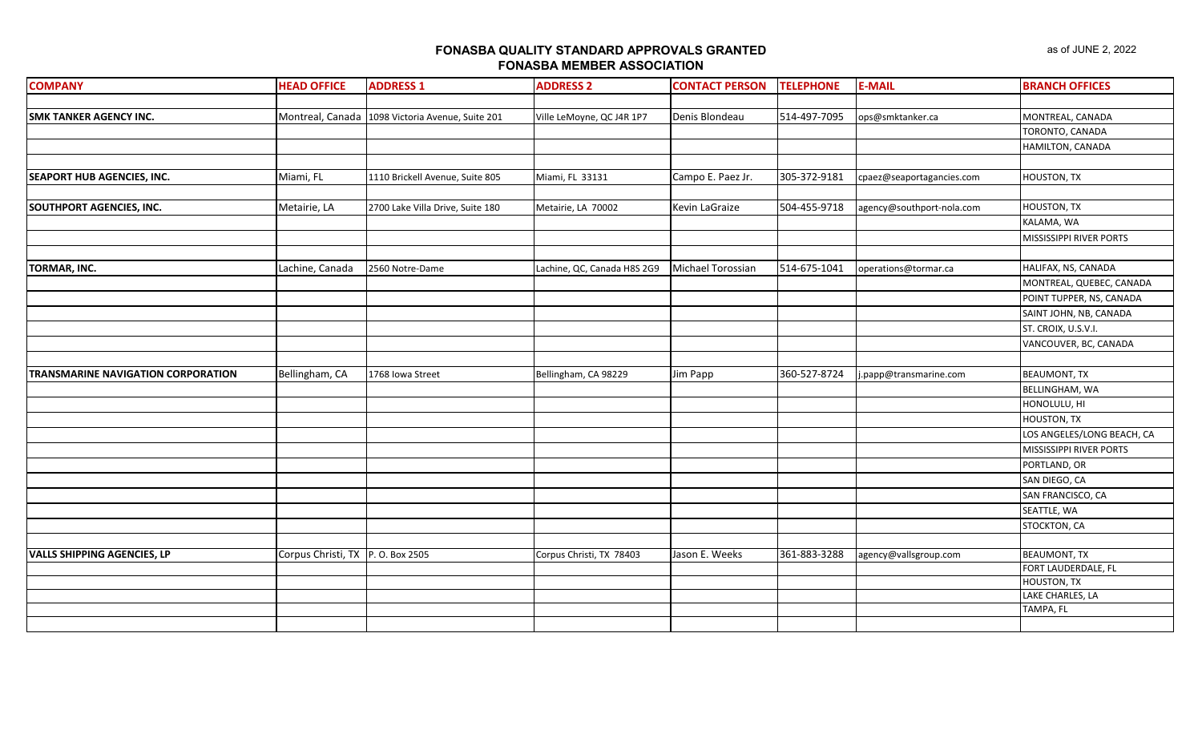# FONASBA QUALITY STANDARD APPROVALS GRANTED
## FONASBA MEMBER ASSOCIATION

as of JUNE 2, 2022

| COMPANY | HEAD OFFICE | ADDRESS 1 | ADDRESS 2 | CONTACT PERSON | TELEPHONE | E-MAIL | BRANCH OFFICES |
|---|---|---|---|---|---|---|---|
| **SMK TANKER AGENCY INC.** | Montreal, Canada | 1098 Victoria Avenue, Suite 201 | Ville LeMoyne, QC J4R 1P7 | Denis Blondeau | 514-497-7095 | ops@smktanker.ca | MONTREAL, CANADA |
| | | | | | | | TORONTO, CANADA |
| | | | | | | | HAMILTON, CANADA |
| **SEAPORT HUB AGENCIES, INC.** | Miami, FL | 1110 Brickell Avenue, Suite 805 | Miami, FL 33131 | Campo E. Paez Jr. | 305-372-9181 | cpaez@seaportagencies.com | HOUSTON, TX |
| **SOUTHPORT AGENCIES, INC.** | Metairie, LA | 2700 Lake Villa Drive, Suite 180 | Metairie, LA 70002 | Kevin LaGraize | 504-455-9718 | agency@southport-nola.com | HOUSTON, TX |
| | | | | | | | KALAMA, WA |
| | | | | | | | MISSISSIPPI RIVER PORTS |
| **TORMAR, INC.** | Lachine, Canada | 2560 Notre-Dame | Lachine, QC, Canada H8S 2G9 | Michael Torossian | 514-675-1041 | operations@tormar.ca | HALIFAX, NS, CANADA |
| | | | | | | | MONTREAL, QUEBEC, CANADA |
| | | | | | | | POINT TUPPER, NS, CANADA |
| | | | | | | | SAINT JOHN, NB, CANADA |
| | | | | | | | ST. CROIX, U.S.V.I. |
| | | | | | | | VANCOUVER, BC, CANADA |
| **TRANSMARINE NAVIGATION CORPORATION** | Bellingham, CA | 1768 Iowa Street | Bellingham, CA 98229 | Jim Papp | 360-527-8724 | j.papp@transmarine.com | BEAUMONT, TX |
| | | | | | | | BELLINGHAM, WA |
| | | | | | | | HONOLULU, HI |
| | | | | | | | HOUSTON, TX |
| | | | | | | | LOS ANGELES/LONG BEACH, CA |
| | | | | | | | MISSISSIPPI RIVER PORTS |
| | | | | | | | PORTLAND, OR |
| | | | | | | | SAN DIEGO, CA |
| | | | | | | | SAN FRANCISCO, CA |
| | | | | | | | SEATTLE, WA |
| | | | | | | | STOCKTON, CA |
| **VALLS SHIPPING AGENCIES, LP** | Corpus Christi, TX | P. O. Box 2505 | Corpus Christi, TX 78403 | Jason E. Weeks | 361-883-3288 | agency@vallsgroup.com | BEAUMONT, TX |
| | | | | | | | FORT LAUDERDALE, FL |
| | | | | | | | HOUSTON, TX |
| | | | | | | | LAKE CHARLES, LA |
| | | | | | | | TAMPA, FL |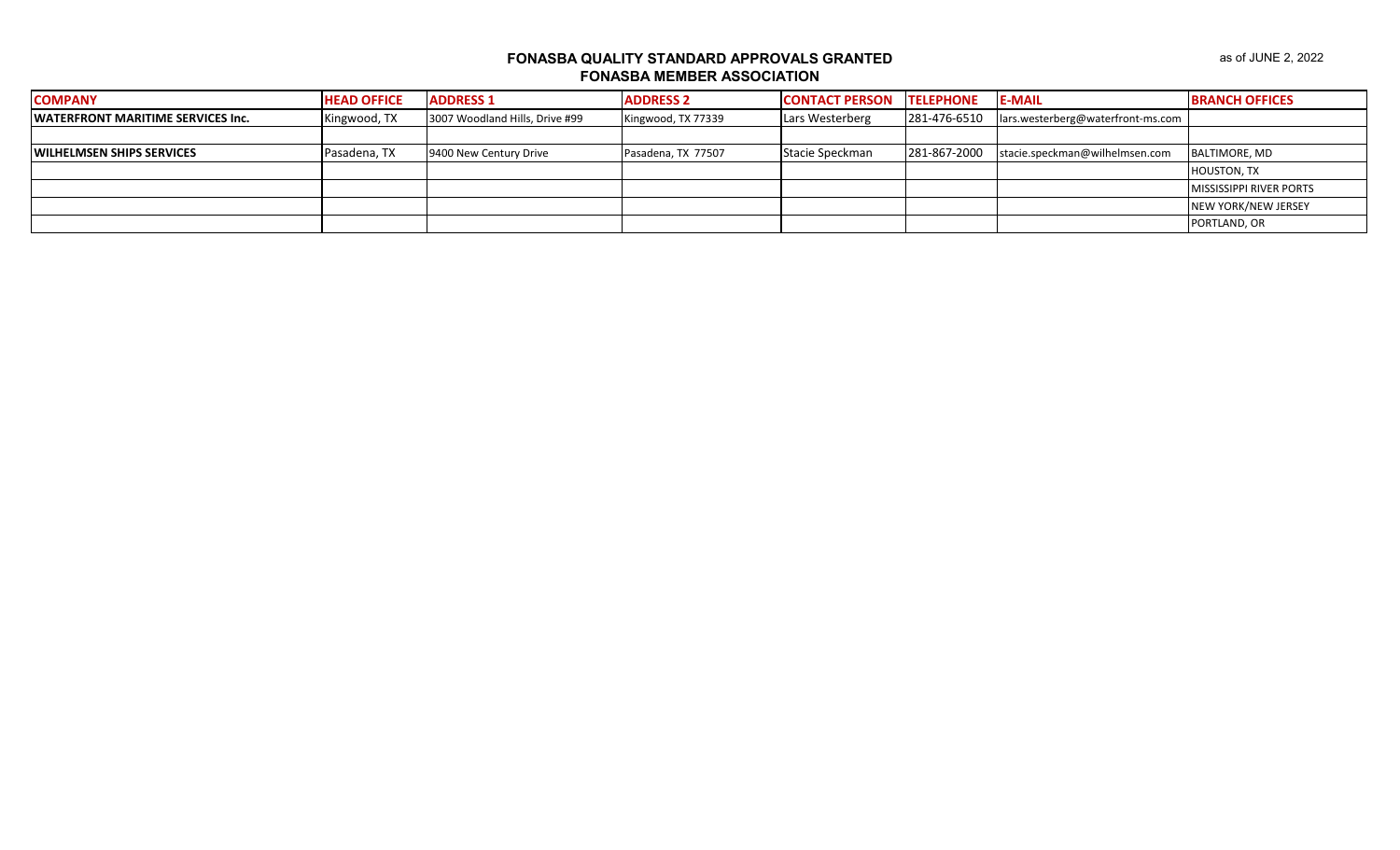**FONASBA QUALITY STANDARD APPROVALS GRANTED**
**FONASBA MEMBER ASSOCIATION**

as of JUNE 2, 2022

| COMPANY | HEAD OFFICE | ADDRESS 1 | ADDRESS 2 | CONTACT PERSON | TELEPHONE | E-MAIL | BRANCH OFFICES |
|---|---|---|---|---|---|---|---|
| **WATERFRONT MARITIME SERVICES Inc.** | Kingwood, TX | 3007 Woodland Hills, Drive #99 | Kingwood, TX 77339 | Lars Westerberg | 281-476-6510 | lars.westerberg@waterfront-ms.com | |
| | | | | | | | |
| **WILHELMSEN SHIPS SERVICES** | Pasadena, TX | 9400 New Century Drive | Pasadena, TX 77507 | Stacie Speckman | 281-867-2000 | stacie.speckman@wilhelmsen.com | BALTIMORE, MD |
| | | | | | | | HOUSTON, TX |
| | | | | | | | MISSISSIPPI RIVER PORTS |
| | | | | | | | NEW YORK/NEW JERSEY |
| | | | | | | | PORTLAND, OR |